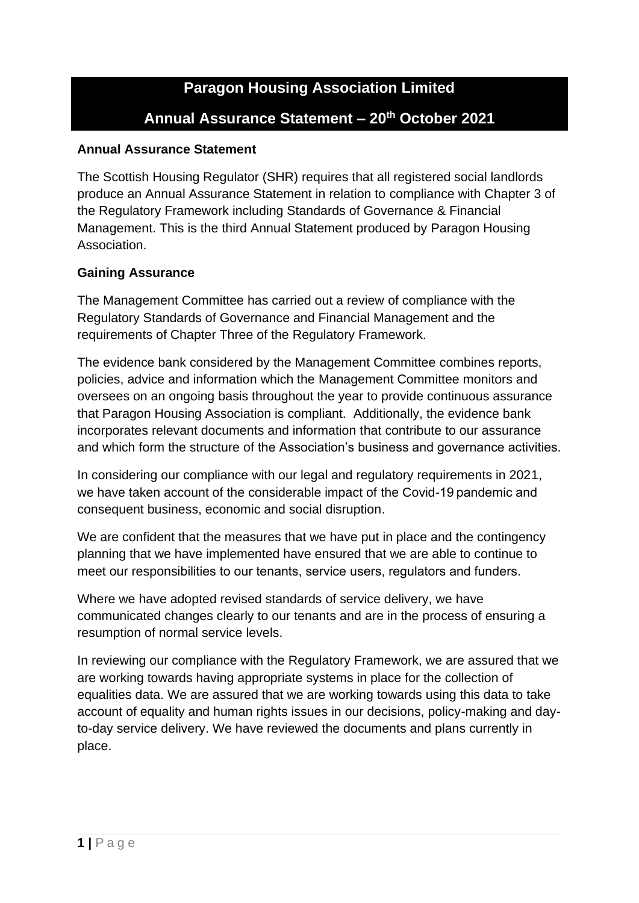# Paragon Housing Association Limited

# Annual Assurance Statement – 20th October 2021

**Annual Assurance Statement**

The Scottish Housing Regulator (SHR) requires that all registered social landlords produce an Annual Assurance Statement in relation to compliance with Chapter 3 of the Regulatory Framework including Standards of Governance & Financial Management. This is the third Annual Statement produced by Paragon Housing Association.

**Gaining Assurance**

The Management Committee has carried out a review of compliance with the Regulatory Standards of Governance and Financial Management and the requirements of Chapter Three of the Regulatory Framework.

The evidence bank considered by the Management Committee combines reports, policies, advice and information which the Management Committee monitors and oversees on an ongoing basis throughout the year to provide continuous assurance that Paragon Housing Association is compliant. Additionally, the evidence bank incorporates relevant documents and information that contribute to our assurance and which form the structure of the Association's business and governance activities.

In considering our compliance with our legal and regulatory requirements in 2021, we have taken account of the considerable impact of the Covid-19 pandemic and consequent business, economic and social disruption.

We are confident that the measures that we have put in place and the contingency planning that we have implemented have ensured that we are able to continue to meet our responsibilities to our tenants, service users, regulators and funders.

Where we have adopted revised standards of service delivery, we have communicated changes clearly to our tenants and are in the process of ensuring a resumption of normal service levels.

In reviewing our compliance with the Regulatory Framework, we are assured that we are working towards having appropriate systems in place for the collection of equalities data. We are assured that we are working towards using this data to take account of equality and human rights issues in our decisions, policy-making and day-to-day service delivery. We have reviewed the documents and plans currently in place.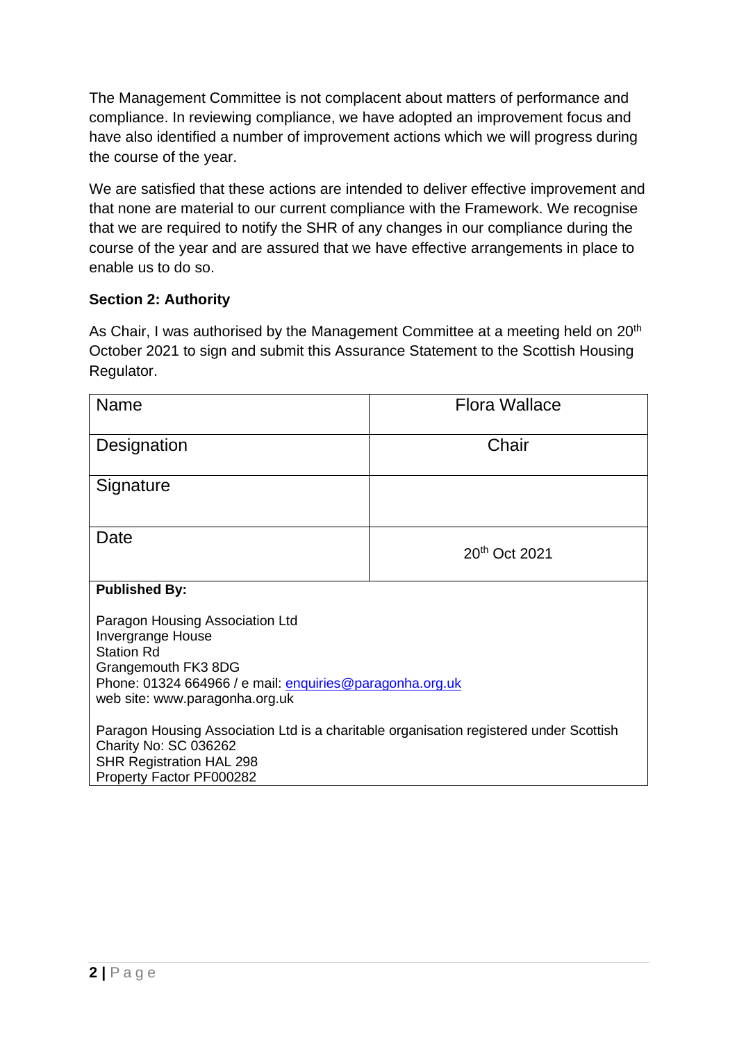The Management Committee is not complacent about matters of performance and compliance. In reviewing compliance, we have adopted an improvement focus and have also identified a number of improvement actions which we will progress during the course of the year.

We are satisfied that these actions are intended to deliver effective improvement and that none are material to our current compliance with the Framework. We recognise that we are required to notify the SHR of any changes in our compliance during the course of the year and are assured that we have effective arrangements in place to enable us to do so.

**Section 2: Authority**

As Chair, I was authorised by the Management Committee at a meeting held on 20th October 2021 to sign and submit this Assurance Statement to the Scottish Housing Regulator.

| | |
|---|---|
| Name | Flora Wallace |
| Designation | Chair |
| Signature | |
| Date | 20th Oct 2021 |

**Published By:**

Paragon Housing Association Ltd
Invergrange House
Station Rd
Grangemouth FK3 8DG
Phone: 01324 664966 / e mail: enquiries@paragonha.org.uk
web site: www.paragonha.org.uk

Paragon Housing Association Ltd is a charitable organisation registered under Scottish Charity No: SC 036262
SHR Registration HAL 298
Property Factor PF000282